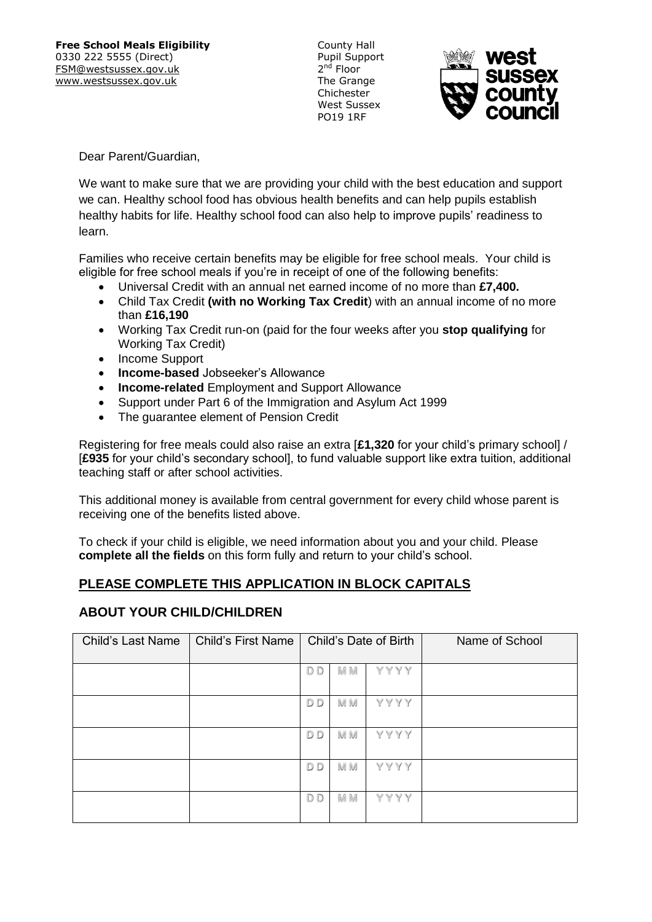**Free School Meals Eligibility**
0330 222 5555 (Direct)
FSM@westsussex.gov.uk
www.westsussex.gov.uk

County Hall
Pupil Support
2nd Floor
The Grange
Chichester
West Sussex
PO19 1RF

west sussex county council

Dear Parent/Guardian,

We want to make sure that we are providing your child with the best education and support we can. Healthy school food has obvious health benefits and can help pupils establish healthy habits for life. Healthy school food can also help to improve pupils' readiness to learn.

Families who receive certain benefits may be eligible for free school meals. Your child is eligible for free school meals if you're in receipt of one of the following benefits:

- Universal Credit with an annual net earned income of no more than **£7,400.**
- Child Tax Credit **(with no Working Tax Credit**) with an annual income of no more than **£16,190**
- Working Tax Credit run-on (paid for the four weeks after you **stop qualifying** for Working Tax Credit)
- Income Support
- **Income-based** Jobseeker's Allowance
- **Income-related** Employment and Support Allowance
- Support under Part 6 of the Immigration and Asylum Act 1999
- The guarantee element of Pension Credit

Registering for free meals could also raise an extra [**£1,320** for your child's primary school] / [**£935** for your child's secondary school], to fund valuable support like extra tuition, additional teaching staff or after school activities.

This additional money is available from central government for every child whose parent is receiving one of the benefits listed above.

To check if your child is eligible, we need information about you and your child. Please **complete all the fields** on this form fully and return to your child's school.

## PLEASE COMPLETE THIS APPLICATION IN BLOCK CAPITALS

## ABOUT YOUR CHILD/CHILDREN

| Child's Last Name | Child's First Name | Child's Date of Birth | | | Name of School |
|---|---|---|---|---|---|
| | | DD | MM | YYYY | |
| | | DD | MM | YYYY | |
| | | DD | MM | YYYY | |
| | | DD | MM | YYYY | |
| | | DD | MM | YYYY | |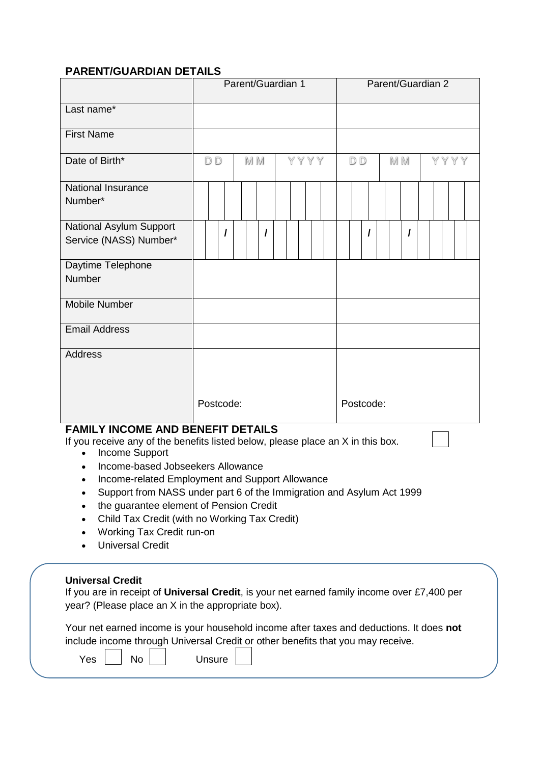## PARENT/GUARDIAN DETAILS

| | Parent/Guardian 1 | Parent/Guardian 2 |
|---|---|---|
| Last name* | | |
| First Name | | |
| Date of Birth* | DD MM YYYY | DD MM YYYY |
| National Insurance Number* | | |
| National Asylum Support Service (NASS) Number* | / / | / / |
| Daytime Telephone Number | | |
| Mobile Number | | |
| Email Address | | |
| Address | Postcode: | Postcode: |

## FAMILY INCOME AND BENEFIT DETAILS

If you receive any of the benefits listed below, please place an X in this box. ☐

- Income Support
- Income-based Jobseekers Allowance
- Income-related Employment and Support Allowance
- Support from NASS under part 6 of the Immigration and Asylum Act 1999
- the guarantee element of Pension Credit
- Child Tax Credit (with no Working Tax Credit)
- Working Tax Credit run-on
- Universal Credit

**Universal Credit**

If you are in receipt of **Universal Credit**, is your net earned family income over £7,400 per year? (Please place an X in the appropriate box).

Your net earned income is your household income after taxes and deductions. It does **not** include income through Universal Credit or other benefits that you may receive.

Yes ☐ No ☐ Unsure ☐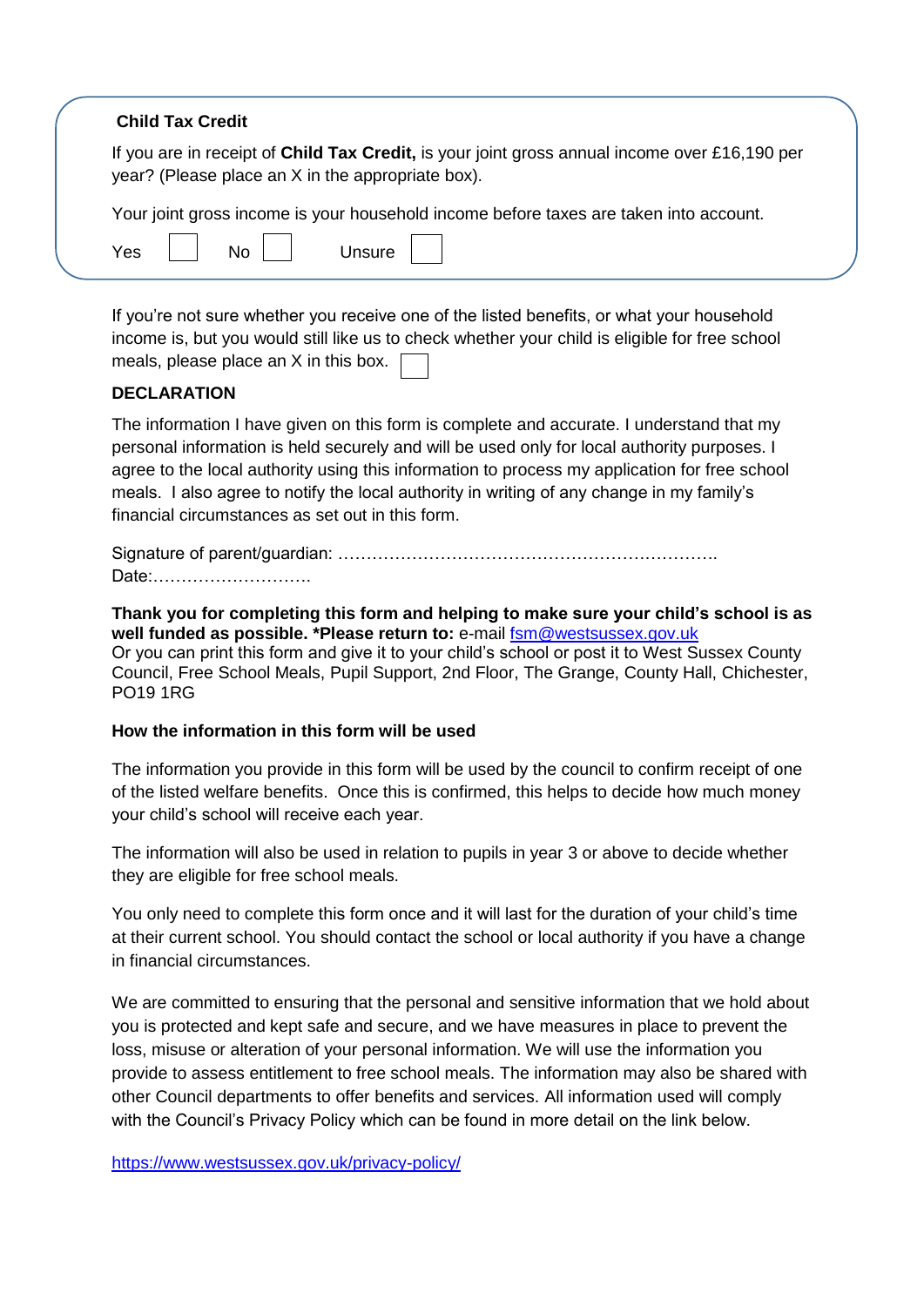**Child Tax Credit**

If you are in receipt of **Child Tax Credit,** is your joint gross annual income over £16,190 per year? (Please place an X in the appropriate box).

Your joint gross income is your household income before taxes are taken into account.

Yes ☐ No ☐ Unsure ☐

If you're not sure whether you receive one of the listed benefits, or what your household income is, but you would still like us to check whether your child is eligible for free school meals, please place an X in this box. ☐

**DECLARATION**

The information I have given on this form is complete and accurate. I understand that my personal information is held securely and will be used only for local authority purposes. I agree to the local authority using this information to process my application for free school meals. I also agree to notify the local authority in writing of any change in my family's financial circumstances as set out in this form.

Signature of parent/guardian: …………………………………………………………..
Date:……………………….

**Thank you for completing this form and helping to make sure your child's school is as well funded as possible. *Please return to:** e-mail [fsm@westsussex.gov.uk](mailto:fsm@westsussex.gov.uk)
Or you can print this form and give it to your child's school or post it to West Sussex County Council, Free School Meals, Pupil Support, 2nd Floor, The Grange, County Hall, Chichester, PO19 1RG

**How the information in this form will be used**

The information you provide in this form will be used by the council to confirm receipt of one of the listed welfare benefits. Once this is confirmed, this helps to decide how much money your child's school will receive each year.

The information will also be used in relation to pupils in year 3 or above to decide whether they are eligible for free school meals.

You only need to complete this form once and it will last for the duration of your child's time at their current school. You should contact the school or local authority if you have a change in financial circumstances.

We are committed to ensuring that the personal and sensitive information that we hold about you is protected and kept safe and secure, and we have measures in place to prevent the loss, misuse or alteration of your personal information. We will use the information you provide to assess entitlement to free school meals. The information may also be shared with other Council departments to offer benefits and services. All information used will comply with the Council's Privacy Policy which can be found in more detail on the link below.

[https://www.westsussex.gov.uk/privacy-policy/](https://www.westsussex.gov.uk/privacy-policy/)